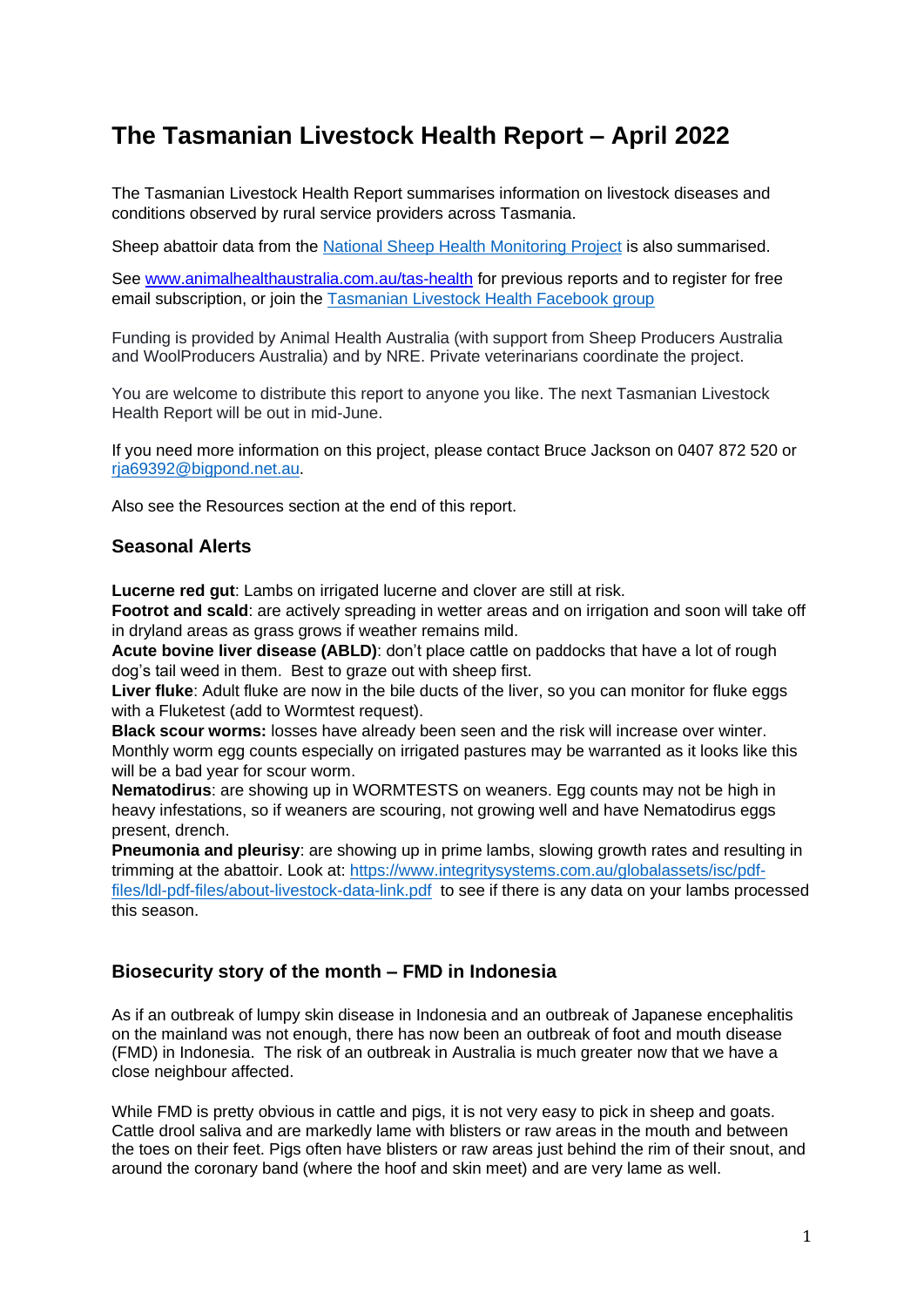# The Tasmanian Livestock Health Report – April 2022

The Tasmanian Livestock Health Report summarises information on livestock diseases and conditions observed by rural service providers across Tasmania.

Sheep abattoir data from the [National Sheep Health Monitoring Project](#) is also summarised.

See [www.animalhealthaustralia.com.au/tas-health](http://www.animalhealthaustralia.com.au/tas-health) for previous reports and to register for free email subscription, or join the [Tasmanian Livestock Health Facebook group](#)

Funding is provided by Animal Health Australia (with support from Sheep Producers Australia and WoolProducers Australia) and by NRE. Private veterinarians coordinate the project.

You are welcome to distribute this report to anyone you like. The next Tasmanian Livestock Health Report will be out in mid-June.

If you need more information on this project, please contact Bruce Jackson on 0407 872 520 or [rja69392@bigpond.net.au](mailto:rja69392@bigpond.net.au).

Also see the Resources section at the end of this report.

## Seasonal Alerts

**Lucerne red gut**: Lambs on irrigated lucerne and clover are still at risk.
**Footrot and scald**: are actively spreading in wetter areas and on irrigation and soon will take off in dryland areas as grass grows if weather remains mild.
**Acute bovine liver disease (ABLD)**: don't place cattle on paddocks that have a lot of rough dog's tail weed in them. Best to graze out with sheep first.
**Liver fluke**: Adult fluke are now in the bile ducts of the liver, so you can monitor for fluke eggs with a Fluketest (add to Wormtest request).
**Black scour worms:** losses have already been seen and the risk will increase over winter. Monthly worm egg counts especially on irrigated pastures may be warranted as it looks like this will be a bad year for scour worm.
**Nematodirus**: are showing up in WORMTESTS on weaners. Egg counts may not be high in heavy infestations, so if weaners are scouring, not growing well and have Nematodirus eggs present, drench.
**Pneumonia and pleurisy**: are showing up in prime lambs, slowing growth rates and resulting in trimming at the abattoir. Look at: [https://www.integritysystems.com.au/globalassets/isc/pdf-files/ldl-pdf-files/about-livestock-data-link.pdf](https://www.integritysystems.com.au/globalassets/isc/pdf-files/ldl-pdf-files/about-livestock-data-link.pdf) to see if there is any data on your lambs processed this season.

## Biosecurity story of the month – FMD in Indonesia

As if an outbreak of lumpy skin disease in Indonesia and an outbreak of Japanese encephalitis on the mainland was not enough, there has now been an outbreak of foot and mouth disease (FMD) in Indonesia. The risk of an outbreak in Australia is much greater now that we have a close neighbour affected.

While FMD is pretty obvious in cattle and pigs, it is not very easy to pick in sheep and goats. Cattle drool saliva and are markedly lame with blisters or raw areas in the mouth and between the toes on their feet. Pigs often have blisters or raw areas just behind the rim of their snout, and around the coronary band (where the hoof and skin meet) and are very lame as well.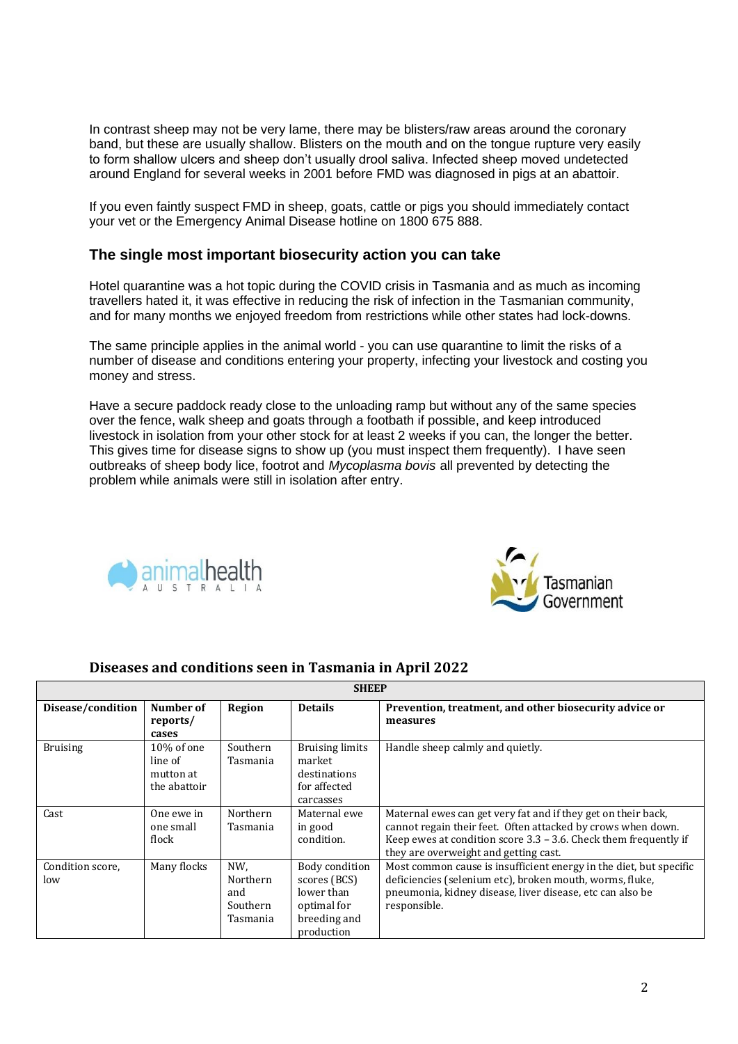In contrast sheep may not be very lame, there may be blisters/raw areas around the coronary band, but these are usually shallow. Blisters on the mouth and on the tongue rupture very easily to form shallow ulcers and sheep don't usually drool saliva. Infected sheep moved undetected around England for several weeks in 2001 before FMD was diagnosed in pigs at an abattoir.

If you even faintly suspect FMD in sheep, goats, cattle or pigs you should immediately contact your vet or the Emergency Animal Disease hotline on 1800 675 888.

### The single most important biosecurity action you can take

Hotel quarantine was a hot topic during the COVID crisis in Tasmania and as much as incoming travellers hated it, it was effective in reducing the risk of infection in the Tasmanian community, and for many months we enjoyed freedom from restrictions while other states had lock-downs.

The same principle applies in the animal world - you can use quarantine to limit the risks of a number of disease and conditions entering your property, infecting your livestock and costing you money and stress.

Have a secure paddock ready close to the unloading ramp but without any of the same species over the fence, walk sheep and goats through a footbath if possible, and keep introduced livestock in isolation from your other stock for at least 2 weeks if you can, the longer the better. This gives time for disease signs to show up (you must inspect them frequently). I have seen outbreaks of sheep body lice, footrot and *Mycoplasma bovis* all prevented by detecting the problem while animals were still in isolation after entry.

animalhealth AUSTRALIA

Tasmanian Government

## Diseases and conditions seen in Tasmania in April 2022

| **SHEEP** | | | | |
|---|---|---|---|---|
| **Disease/condition** | **Number of reports/ cases** | **Region** | **Details** | **Prevention, treatment, and other biosecurity advice or measures** |
| Bruising | 10% of one line of mutton at the abattoir | Southern Tasmania | Bruising limits market destinations for affected carcasses | Handle sheep calmly and quietly. |
| Cast | One ewe in one small flock | Northern Tasmania | Maternal ewe in good condition. | Maternal ewes can get very fat and if they get on their back, cannot regain their feet. Often attacked by crows when down. Keep ewes at condition score 3.3 – 3.6. Check them frequently if they are overweight and getting cast. |
| Condition score, low | Many flocks | NW, Northern and Southern Tasmania | Body condition scores (BCS) lower than optimal for breeding and production | Most common cause is insufficient energy in the diet, but specific deficiencies (selenium etc), broken mouth, worms, fluke, pneumonia, kidney disease, liver disease, etc can also be responsible. |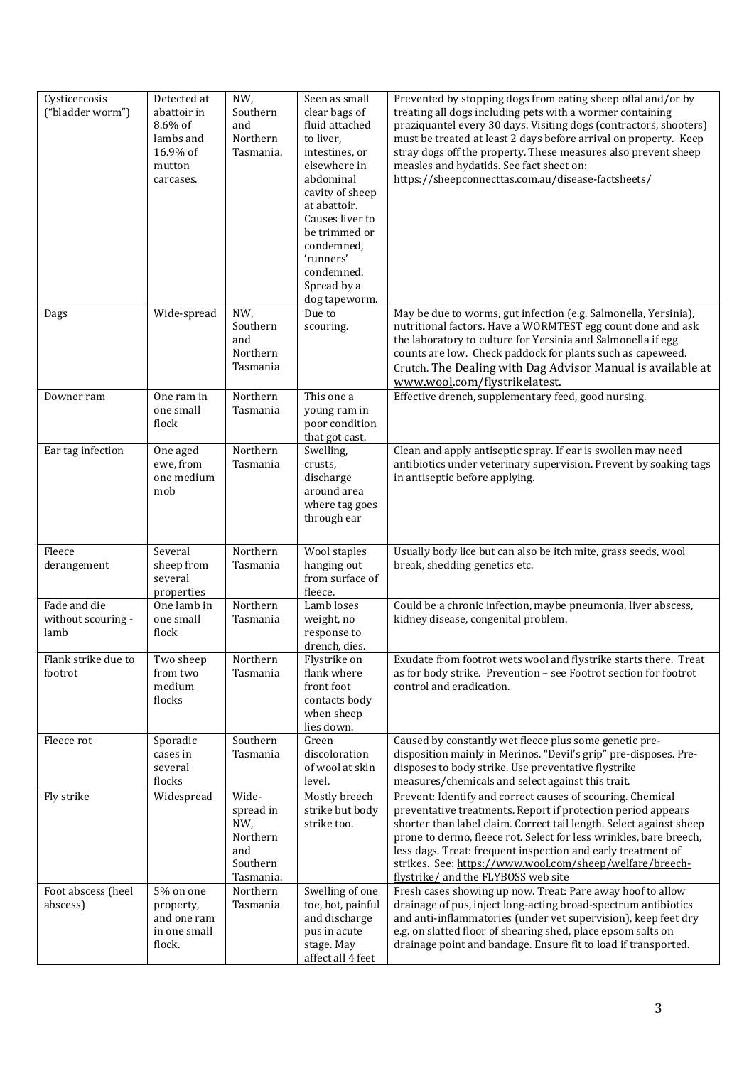| Cysticercosis ("bladder worm") | Detected at abattoir in 8.6% of lambs and 16.9% of mutton carcases. | NW, Southern and Northern Tasmania. | Seen as small clear bags of fluid attached to liver, intestines, or elsewhere in abdominal cavity of sheep at abattoir. Causes liver to be trimmed or condemned, 'runners' condemned. Spread by a dog tapeworm. | Prevented by stopping dogs from eating sheep offal and/or by treating all dogs including pets with a wormer containing praziquantel every 30 days. Visiting dogs (contractors, shooters) must be treated at least 2 days before arrival on property. Keep stray dogs off the property. These measures also prevent sheep measles and hydatids. See fact sheet on: https://sheepconnecttas.com.au/disease-factsheets/ |
|---|---|---|---|---|
| Dags | Wide-spread | NW, Southern and Northern Tasmania | Due to scouring. | May be due to worms, gut infection (e.g. Salmonella, Yersinia), nutritional factors. Have a WORMTEST egg count done and ask the laboratory to culture for Yersinia and Salmonella if egg counts are low. Check paddock for plants such as capeweed. Crutch. The Dealing with Dag Advisor Manual is available at www.wool.com/flystrikelatest. |
| Downer ram | One ram in one small flock | Northern Tasmania | This one a young ram in poor condition that got cast. | Effective drench, supplementary feed, good nursing. |
| Ear tag infection | One aged ewe, from one medium mob | Northern Tasmania | Swelling, crusts, discharge around area where tag goes through ear | Clean and apply antiseptic spray. If ear is swollen and may need antibiotics under veterinary supervision. Prevent by soaking tags in antiseptic before applying. |
| Fleece derangement | Several sheep from several properties | Northern Tasmania | Wool staples hanging out from surface of fleece. | Usually body lice but can also be itch mite, grass seeds, wool break, shedding genetics etc. |
| Fade and die without scouring - lamb | One lamb in one small flock | Northern Tasmania | Lamb loses weight, no response to drench, dies. | Could be a chronic infection, maybe pneumonia, liver abscess, kidney disease, congenital problem. |
| Flank strike due to footrot | Two sheep from two medium flocks | Northern Tasmania | Flystrike on flank where front foot contacts body when sheep lies down. | Exudate from footrot wets wool and flystrike starts there. Treat as for body strike. Prevention – see Footrot section for footrot control and eradication. |
| Fleece rot | Sporadic cases in several flocks | Southern Tasmania | Green discoloration of wool at skin level. | Caused by constantly wet fleece plus some genetic pre-disposition mainly in Merinos. "Devil's grip" pre-disposes. Pre-disposes to body strike. Use preventative flystrike measures/chemicals and select against this trait. |
| Fly strike | Widespread | Wide-spread in NW, Northern and Southern Tasmania. | Mostly breech strike but body strike too. | Prevent: Identify and correct causes of scouring. Chemical preventative treatments. Report if protection period appears shorter than label claim. Correct tail length. Select against sheep prone to dermo, fleece rot. Select for less wrinkles, bare breech, less dags. Treat: frequent inspection and early treatment of strikes. See: https://www.wool.com/sheep/welfare/breech-flystrike/ and the FLYBOSS web site |
| Foot abscess (heel abscess) | 5% on one property, and one ram in one small flock. | Northern Tasmania | Swelling of one toe, hot, painful and discharge pus in acute stage. May affect all 4 feet | Fresh cases showing up now. Treat: Pare away hoof to allow drainage of pus, inject long-acting broad-spectrum antibiotics and anti-inflammatories (under vet supervision), keep feet dry e.g. on slatted floor of shearing shed, place epsom salts on drainage point and bandage. Ensure fit to load if transported. |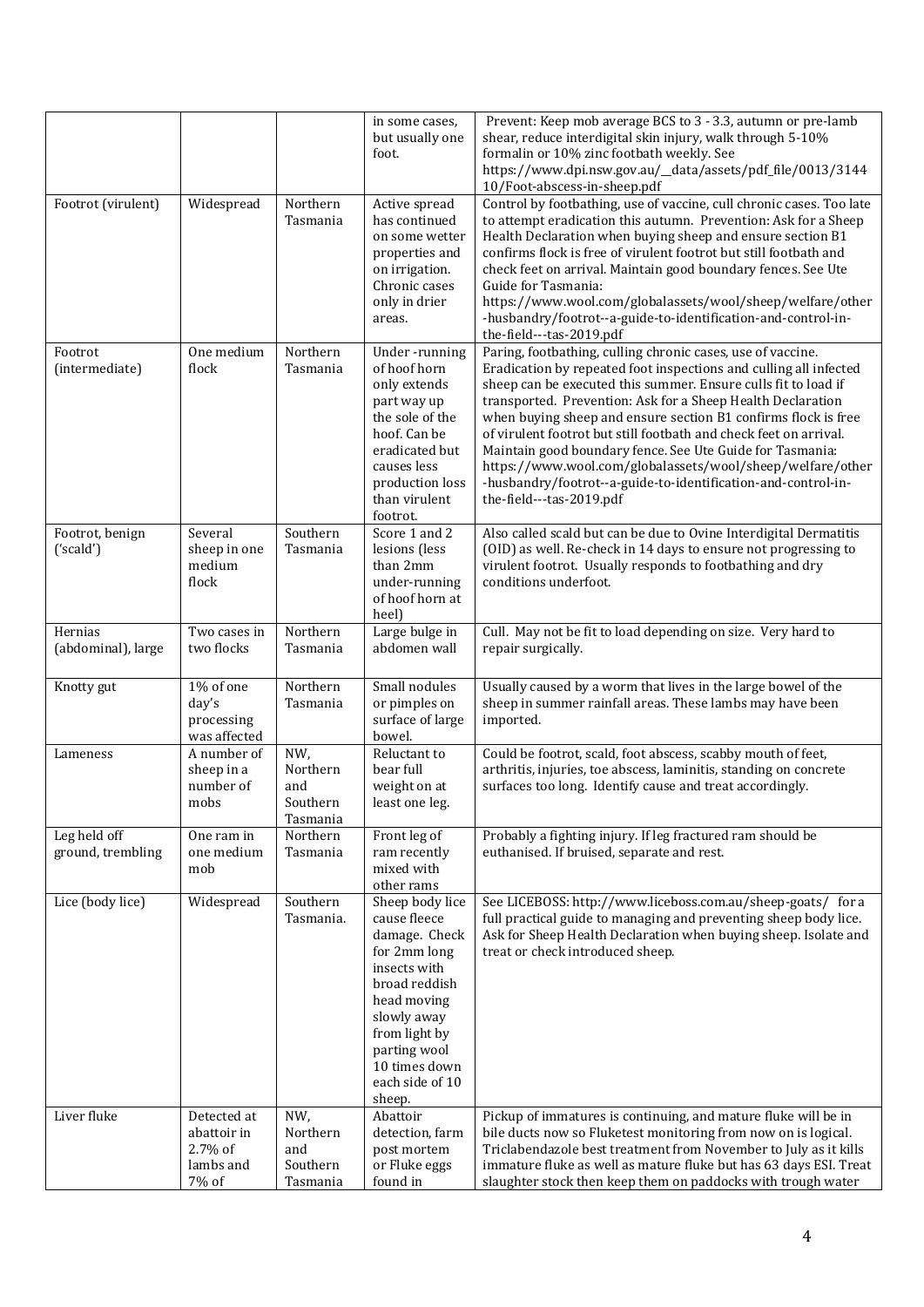| | | | in some cases, but usually one foot. | Prevent: Keep mob average BCS to 3 - 3.3, autumn or pre-lamb shear, reduce interdigital skin injury, walk through 5-10% formalin or 10% zinc footbath weekly. See https://www.dpi.nsw.gov.au/__data/assets/pdf_file/0013/314410/Foot-abscess-in-sheep.pdf |
|---|---|---|---|---|
| Footrot (virulent) | Widespread | Northern Tasmania | Active spread has continued on some wetter properties and on irrigation. Chronic cases only in drier areas. | Control by footbathing, use of vaccine, cull chronic cases. Too late to attempt eradication this autumn. Prevention: Ask for a Sheep Health Declaration when buying sheep and ensure section B1 confirms flock is free of virulent footrot but still footbath and check feet on arrival. Maintain good boundary fences. See Ute Guide for Tasmania: https://www.wool.com/globalassets/wool/sheep/welfare/other-husbandry/footrot--a-guide-to-identification-and-control-in-the-field---tas-2019.pdf |
| Footrot (intermediate) | One medium flock | Northern Tasmania | Under-running of hoof horn only extends part way up the sole of the hoof. Can be eradicated but causes less production loss than virulent footrot. | Paring, footbathing, culling chronic cases, use of vaccine. Eradication by repeated foot inspections and culling all infected sheep can be executed this summer. Ensure culls fit to load if transported. Prevention: Ask for a Sheep Health Declaration when buying sheep and ensure section B1 confirms flock is free of virulent footrot but still footbath and check feet on arrival. Maintain good boundary fence. See Ute Guide for Tasmania: https://www.wool.com/globalassets/wool/sheep/welfare/other-husbandry/footrot--a-guide-to-identification-and-control-in-the-field---tas-2019.pdf |
| Footrot, benign ('scald') | Several sheep in one medium flock | Southern Tasmania | Score 1 and 2 lesions (less than 2mm under-running of hoof horn at heel) | Also called scald but can be due to Ovine Interdigital Dermatitis (OID) as well. Re-check in 14 days to ensure not progressing to virulent footrot. Usually responds to footbathing and dry conditions underfoot. |
| Hernias (abdominal), large | Two cases in two flocks | Northern Tasmania | Large bulge in abdomen wall | Cull. May not be fit to load depending on size. Very hard to repair surgically. |
| Knotty gut | 1% of one day's processing was affected | Northern Tasmania | Small nodules or pimples on surface of large bowel. | Usually caused by a worm that lives in the large bowel of the sheep in summer rainfall areas. These lambs may have been imported. |
| Lameness | A number of sheep in a number of mobs | NW, Northern and Southern Tasmania | Reluctant to bear full weight on at least one leg. | Could be footrot, scald, foot abscess, scabby mouth of feet, arthritis, injuries, toe abscess, laminitis, standing on concrete surfaces too long. Identify cause and treat accordingly. |
| Leg held off ground, trembling | One ram in one medium mob | Northern Tasmania | Front leg of ram recently mixed with other rams | Probably a fighting injury. If leg fractured ram should be euthanised. If bruised, separate and rest. |
| Lice (body lice) | Widespread | Southern Tasmania. | Sheep body lice cause fleece damage. Check for 2mm long insects with broad reddish head moving slowly away from light by parting wool 10 times down each side of 10 sheep. | See LICEBOSS: http://www.liceboss.com.au/sheep-goats/ for a full practical guide to managing and preventing sheep body lice. Ask for Sheep Health Declaration when buying sheep. Isolate and treat or check introduced sheep. |
| Liver fluke | Detected at abattoir in 2.7% of lambs and 7% of | NW, Northern and Southern Tasmania | Abattoir detection, farm post mortem or Fluke eggs found in | Pickup of immatures is continuing, and mature fluke will be in bile ducts now so Fluketest monitoring from now on is logical. Triclabendazole best treatment from November to July as it kills immature fluke as well as mature fluke but has 63 days ESI. Treat slaughter stock then keep them on paddocks with trough water |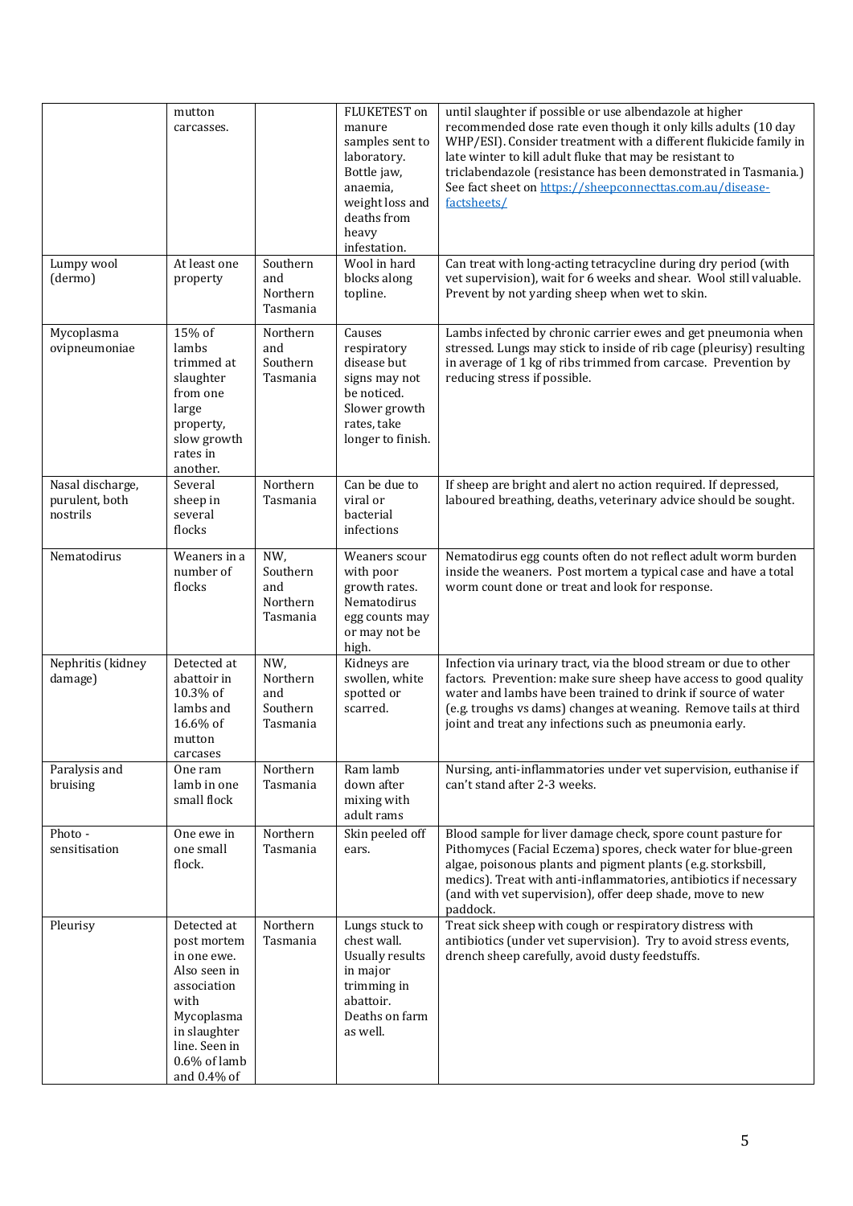| | | | | |
|---|---|---|---|---|
| | mutton carcasses. | | FLUKETEST on manure samples sent to laboratory. Bottle jaw, anaemia, weight loss and deaths from heavy infestation. | until slaughter if possible or use albendazole at higher recommended dose rate even though it only kills adults (10 day WHP/ESI). Consider treatment with a different flukicide family in late winter to kill adult fluke that may be resistant to triclabendazole (resistance has been demonstrated in Tasmania.) See fact sheet on [https://sheepconnecttas.com.au/disease-factsheets/](https://sheepconnecttas.com.au/disease-factsheets/) |
| Lumpy wool (dermo) | At least one property | Southern and Northern Tasmania | Wool in hard blocks along topline. | Can treat with long-acting tetracycline during dry period (with vet supervision), wait for 6 weeks and shear. Wool still valuable. Prevent by not yarding sheep when wet to skin. |
| Mycoplasma ovipneumoniae | 15% of lambs trimmed at slaughter from one large property, slow growth rates in another. | Northern and Southern Tasmania | Causes respiratory disease but signs may not be noticed. Slower growth rates, take longer to finish. | Lambs infected by chronic carrier ewes and get pneumonia when stressed. Lungs may stick to inside of rib cage (pleurisy) resulting in average of 1 kg of ribs trimmed from carcase. Prevention by reducing stress if possible. |
| Nasal discharge, purulent, both nostrils | Several sheep in several flocks | Northern Tasmania | Can be due to viral or bacterial infections | If sheep are bright and alert no action required. If depressed, laboured breathing, deaths, veterinary advice should be sought. |
| Nematodirus | Weaners in a number of flocks | NW, Southern and Northern Tasmania | Weaners scour with poor growth rates. Nematodirus egg counts may or may not be high. | Nematodirus egg counts often do not reflect adult worm burden inside the weaners. Post mortem a typical case and have a total worm count done or treat and look for response. |
| Nephritis (kidney damage) | Detected at abattoir in 10.3% of lambs and 16.6% of mutton carcases | NW, Northern and Southern Tasmania | Kidneys are swollen, white spotted or scarred. | Infection via urinary tract, via the blood stream or due to other factors. Prevention: make sure sheep have access to good quality water and lambs have been trained to drink if source of water (e.g. troughs vs dams) changes at weaning. Remove tails at third joint and treat any infections such as pneumonia early. |
| Paralysis and bruising | One ram lamb in one small flock | Northern Tasmania | Ram lamb down after mixing with adult rams | Nursing, anti-inflammatories under vet supervision, euthanise if can't stand after 2-3 weeks. |
| Photo - sensitisation | One ewe in one small flock. | Northern Tasmania | Skin peeled off ears. | Blood sample for liver damage check, spore count pasture for Pithomyces (Facial Eczema) spores, check water for blue-green algae, poisonous plants and pigment plants (e.g. storksbill, medics). Treat with anti-inflammatories, antibiotics if necessary (and with vet supervision), offer deep shade, move to new paddock. |
| Pleurisy | Detected at post mortem in one ewe. Also seen in association with Mycoplasma in slaughter line. Seen in 0.6% of lamb and 0.4% of | Northern Tasmania | Lungs stuck to chest wall. Usually results in major trimming in abattoir. Deaths on farm as well. | Treat sick sheep with cough or respiratory distress with antibiotics (under vet supervision). Try to avoid stress events, drench sheep carefully, avoid dusty feedstuffs. |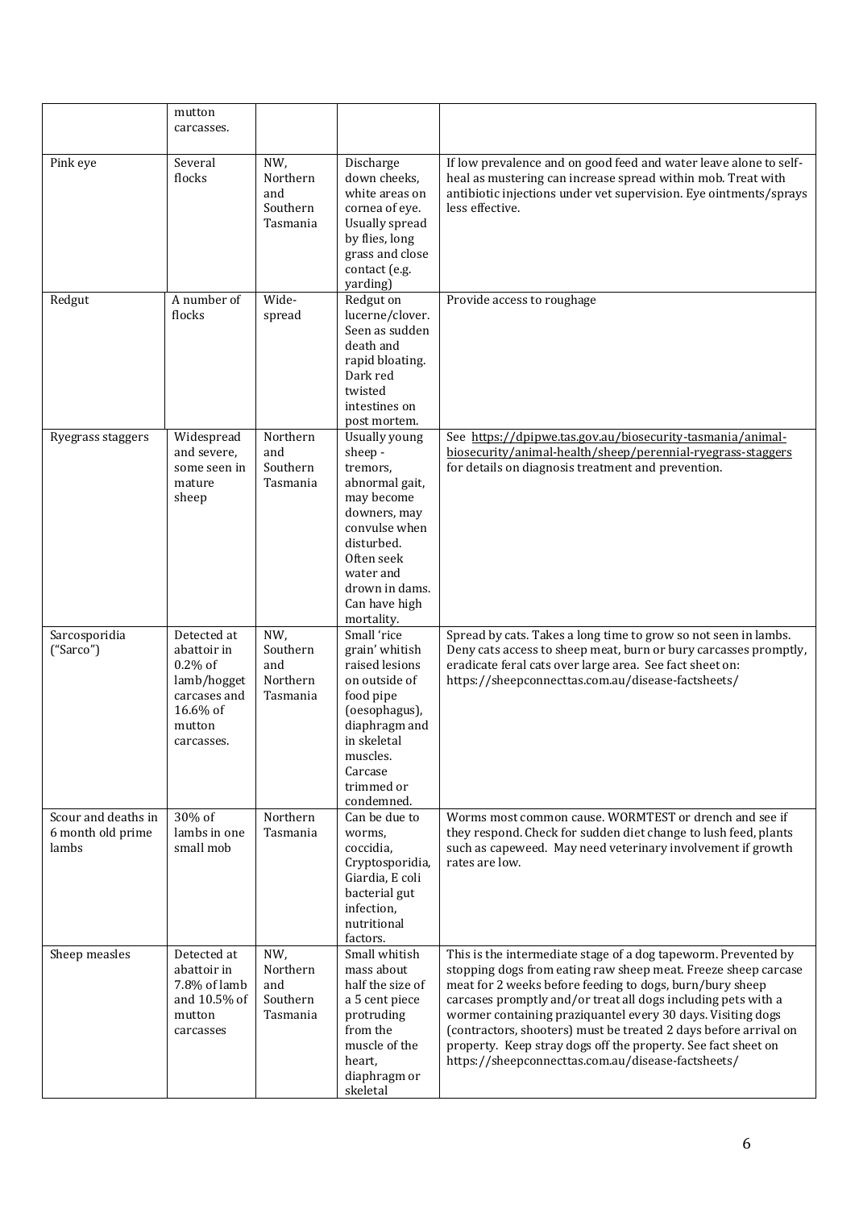| | mutton carcasses. | | | |
|---|---|---|---|---|
| Pink eye | Several flocks | NW, Northern and Southern Tasmania | Discharge down cheeks, white areas on cornea of eye. Usually spread by flies, long grass and close contact (e.g. yarding) | If low prevalence and on good feed and water leave alone to self-heal as mustering can increase spread within mob. Treat with antibiotic injections under vet supervision. Eye ointments/sprays less effective. |
| Redgut | A number of flocks | Wide-spread | Redgut on lucerne/clover. Seen as sudden death and rapid bloating. Dark red twisted intestines on post mortem. | Provide access to roughage |
| Ryegrass staggers | Widespread and severe, some seen in mature sheep | Northern and Southern Tasmania | Usually young sheep - tremors, abnormal gait, may become downers, may convulse when disturbed. Often seek water and drown in dams. Can have high mortality. | See https://dpipwe.tas.gov.au/biosecurity-tasmania/animal-biosecurity/animal-health/sheep/perennial-ryegrass-staggers for details on diagnosis treatment and prevention. |
| Sarcosporidia ("Sarco") | Detected at abattoir in 0.2% of lamb/hogget carcases and 16.6% of mutton carcasses. | NW, Southern and Northern Tasmania | Small 'rice grain' whitish raised lesions on outside of food pipe (oesophagus), diaphragm and in skeletal muscles. Carcase trimmed or condemned. | Spread by cats. Takes a long time to grow so not seen in lambs. Deny cats access to sheep meat, burn or bury carcasses promptly, eradicate feral cats over large area. See fact sheet on: https://sheepconnecttas.com.au/disease-factsheets/ |
| Scour and deaths in 6 month old prime lambs | 30% of lambs in one small mob | Northern Tasmania | Can be due to worms, coccidia, Cryptosporidia, Giardia, E coli bacterial gut infection, nutritional factors. | Worms most common cause. WORMTEST or drench and see if they respond. Check for sudden diet change to lush feed, plants such as capeweed. May need veterinary involvement if growth rates are low. |
| Sheep measles | Detected at abattoir in 7.8% of lamb and 10.5% of mutton carcasses | NW, Northern and Southern Tasmania | Small whitish mass about half the size of a 5 cent piece protruding from the muscle of the heart, diaphragm or skeletal | This is the intermediate stage of a dog tapeworm. Prevented by stopping dogs from eating raw sheep meat. Freeze sheep carcase meat for 2 weeks before feeding to dogs, burn/bury sheep carcases promptly and/or treat all dogs including pets with a wormer containing praziquantel every 30 days. Visiting dogs (contractors, shooters) must be treated 2 days before arrival on property. Keep stray dogs off the property. See fact sheet on https://sheepconnecttas.com.au/disease-factsheets/ |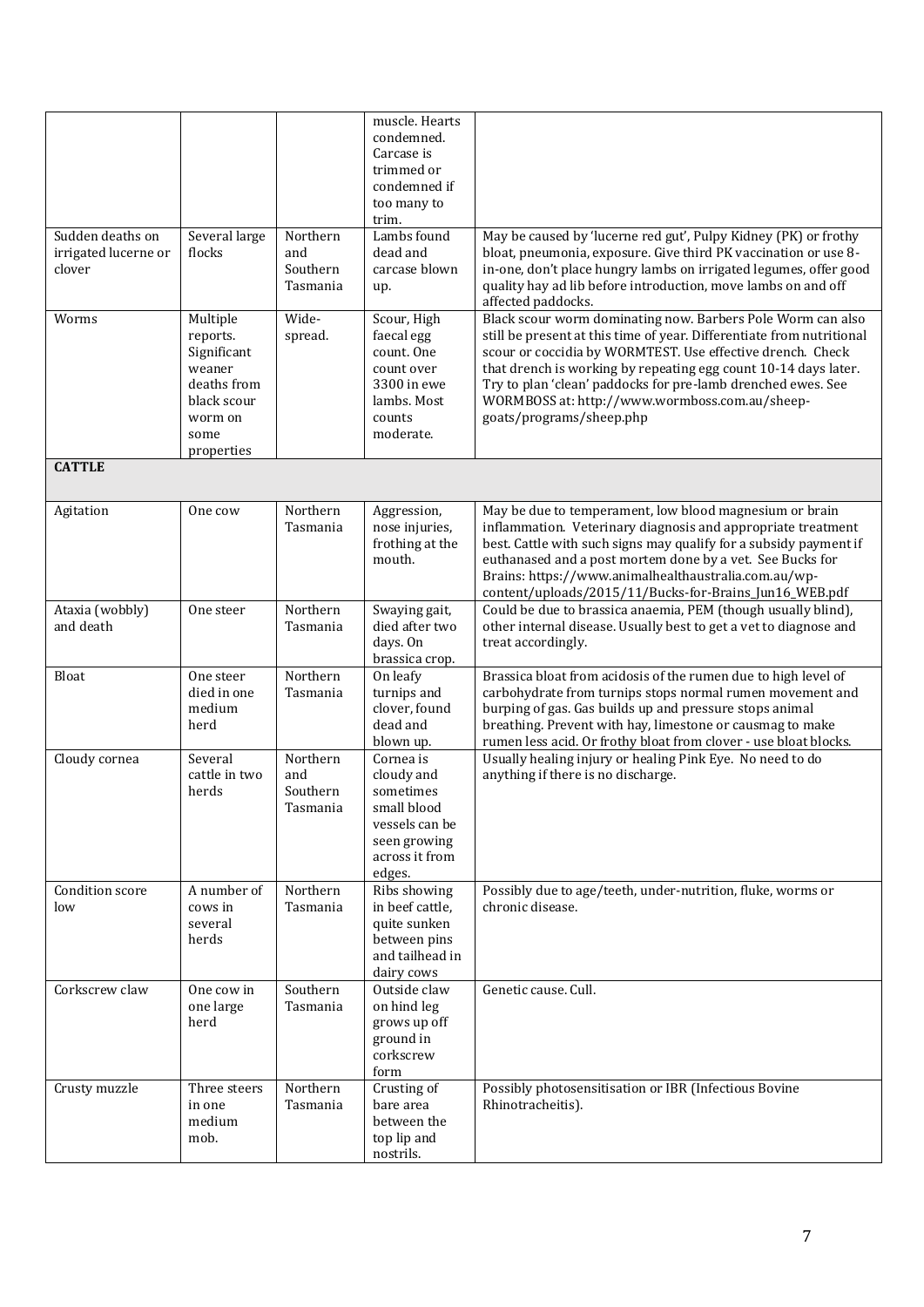| | | | | |
|---|---|---|---|---|
| | | | muscle. Hearts condemned. Carcase is trimmed or condemned if too many to trim. | |
| Sudden deaths on irrigated lucerne or clover | Several large flocks | Northern and Southern Tasmania | Lambs found dead and carcase blown up. | May be caused by 'lucerne red gut', Pulpy Kidney (PK) or frothy bloat, pneumonia, exposure. Give third PK vaccination or use 8-in-one, don't place hungry lambs on irrigated legumes, offer good quality hay ad lib before introduction, move lambs on and off affected paddocks. |
| Worms | Multiple reports. Significant weaner deaths from black scour worm on some properties | Wide-spread. | Scour, High faecal egg count. One count over 3300 in ewe lambs. Most counts moderate. | Black scour worm dominating now. Barbers Pole Worm can also still be present at this time of year. Differentiate from nutritional scour or coccidia by WORMTEST. Use effective drench. Check that drench is working by repeating egg count 10-14 days later. Try to plan 'clean' paddocks for pre-lamb drenched ewes. See WORMBOSS at: http://www.wormboss.com.au/sheep-goats/programs/sheep.php |
| **CATTLE** | | | | |
| Agitation | One cow | Northern Tasmania | Aggression, nose injuries, frothing at the mouth. | May be due to temperament, low blood magnesium or brain inflammation. Veterinary diagnosis and appropriate treatment best. Cattle with such signs may qualify for a subsidy payment if euthanased and a post mortem done by a vet. See Bucks for Brains: https://www.animalhealthaustralia.com.au/wp-content/uploads/2015/11/Bucks-for-Brains_Jun16_WEB.pdf |
| Ataxia (wobbly) and death | One steer | Northern Tasmania | Swaying gait, died after two days. On brassica crop. | Could be due to brassica anaemia, PEM (though usually blind), other internal disease. Usually best to get a vet to diagnose and treat accordingly. |
| Bloat | One steer died in one medium herd | Northern Tasmania | On leafy turnips and clover, found dead and blown up. | Brassica bloat from acidosis of the rumen due to high level of carbohydrate from turnips stops normal rumen movement and burping of gas. Gas builds up and pressure stops animal breathing. Prevent with hay, limestone or causmag to make rumen less acid. Or frothy bloat from clover - use bloat blocks. |
| Cloudy cornea | Several cattle in two herds | Northern and Southern Tasmania | Cornea is cloudy and sometimes small blood vessels can be seen growing across it from edges. | Usually healing injury or healing Pink Eye. No need to do anything if there is no discharge. |
| Condition score low | A number of cows in several herds | Northern Tasmania | Ribs showing in beef cattle, quite sunken between pins and tailhead in dairy cows | Possibly due to age/teeth, under-nutrition, fluke, worms or chronic disease. |
| Corkscrew claw | One cow in one large herd | Southern Tasmania | Outside claw on hind leg grows up off ground in corkscrew form | Genetic cause. Cull. |
| Crusty muzzle | Three steers in one medium mob. | Northern Tasmania | Crusting of bare area between the top lip and nostrils. | Possibly photosensitisation or IBR (Infectious Bovine Rhinotracheitis). |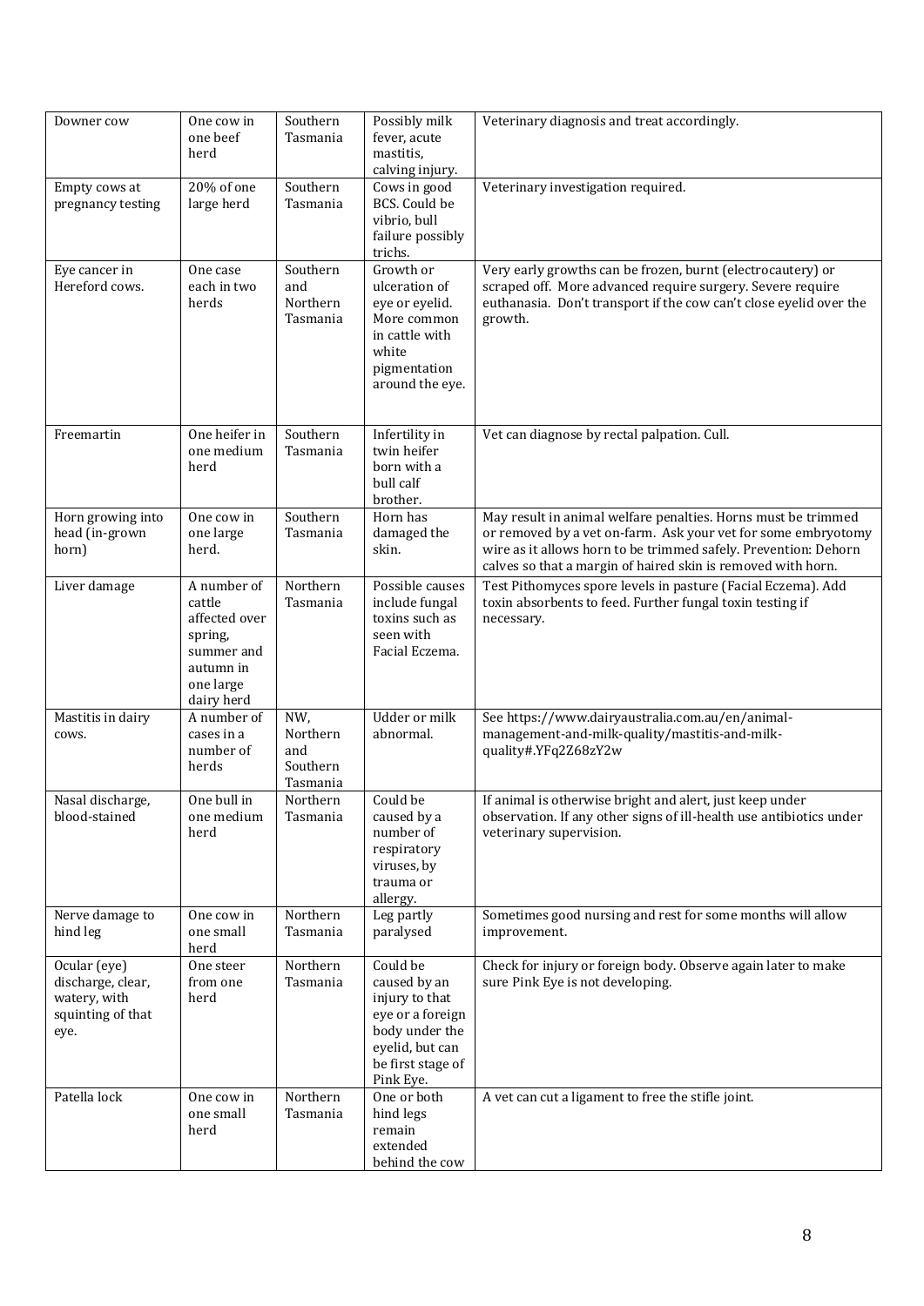| Downer cow | One cow in one beef herd | Southern Tasmania | Possibly milk fever, acute mastitis, calving injury. | Veterinary diagnosis and treat accordingly. |
|---|---|---|---|---|
| Empty cows at pregnancy testing | 20% of one large herd | Southern Tasmania | Cows in good BCS. Could be vibrio, bull failure possibly trichs. | Veterinary investigation required. |
| Eye cancer in Hereford cows. | One case each in two herds | Southern and Northern Tasmania | Growth or ulceration of eye or eyelid. More common in cattle with white pigmentation around the eye. | Very early growths can be frozen, burnt (electrocautery) or scraped off. More advanced require surgery. Severe require euthanasia. Don't transport if the cow can't close eyelid over the growth. |
| Freemartin | One heifer in one medium herd | Southern Tasmania | Infertility in twin heifer born with a bull calf brother. | Vet can diagnose by rectal palpation. Cull. |
| Horn growing into head (in-grown horn) | One cow in one large herd. | Southern Tasmania | Horn has damaged the skin. | May result in animal welfare penalties. Horns must be trimmed or removed by a vet on-farm. Ask your vet for some embryotomy wire as it allows horn to be trimmed safely. Prevention: Dehorn calves so that a margin of haired skin is removed with horn. |
| Liver damage | A number of cattle affected over spring, summer and autumn in one large dairy herd | Northern Tasmania | Possible causes include fungal toxins such as seen with Facial Eczema. | Test Pithomyces spore levels in pasture (Facial Eczema). Add toxin absorbents to feed. Further fungal toxin testing if necessary. |
| Mastitis in dairy cows. | A number of cases in a number of herds | NW, Northern and Southern Tasmania | Udder or milk abnormal. | See https://www.dairyaustralia.com.au/en/animal-management-and-milk-quality/mastitis-and-milk-quality#.YFq2Z68zY2w |
| Nasal discharge, blood-stained | One bull in one medium herd | Northern Tasmania | Could be caused by a number of respiratory viruses, by trauma or allergy. | If animal is otherwise bright and alert, just keep under observation. If any other signs of ill-health use antibiotics under veterinary supervision. |
| Nerve damage to hind leg | One cow in one small herd | Northern Tasmania | Leg partly paralysed | Sometimes good nursing and rest for some months will allow improvement. |
| Ocular (eye) discharge, clear, watery, with squinting of that eye. | One steer from one herd | Northern Tasmania | Could be caused by an injury to that eye or a foreign body under the eyelid, but can be first stage of Pink Eye. | Check for injury or foreign body. Observe again later to make sure Pink Eye is not developing. |
| Patella lock | One cow in one small herd | Northern Tasmania | One or both hind legs remain extended behind the cow | A vet can cut a ligament to free the stifle joint. |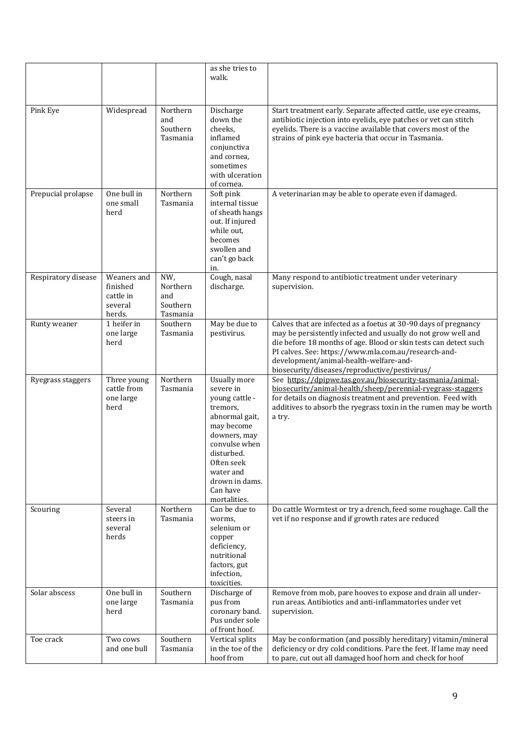|  |  |  | as she tries to walk. |  |
|---|---|---|---|---|
| Pink Eye | Widespread | Northern and Southern Tasmania | Discharge down the cheeks, inflamed conjunctiva and cornea, sometimes with ulceration of cornea. | Start treatment early. Separate affected cattle, use eye creams, antibiotic injection into eyelids, eye patches or vet can stitch eyelids. There is a vaccine available that covers most of the strains of pink eye bacteria that occur in Tasmania. |
| Prepucial prolapse | One bull in one small herd | Northern Tasmania | Soft pink internal tissue of sheath hangs out. If injured while out, becomes swollen and can't go back in. | A veterinarian may be able to operate even if damaged. |
| Respiratory disease | Weaners and finished cattle in several herds. | NW, Northern and Southern Tasmania | Cough, nasal discharge. | Many respond to antibiotic treatment under veterinary supervision. |
| Runty weaner | 1 heifer in one large herd | Southern Tasmania | May be due to pestivirus. | Calves that are infected as a foetus at 30-90 days of pregnancy may be persistently infected and usually do not grow well and die before 18 months of age. Blood or skin tests can detect such PI calves. See: https://www.mla.com.au/research-and-development/animal-health-welfare-and-biosecurity/diseases/reproductive/pestivirus/ |
| Ryegrass staggers | Three young cattle from one large herd | Northern Tasmania | Usually more severe in young cattle - tremors, abnormal gait, may become downers, may convulse when disturbed. Often seek water and drown in dams. Can have mortalities. | See https://dpipwe.tas.gov.au/biosecurity-tasmania/animal-biosecurity/animal-health/sheep/perennial-ryegrass-staggers for details on diagnosis treatment and prevention. Feed with additives to absorb the ryegrass toxin in the rumen may be worth a try. |
| Scouring | Several steers in several herds | Northern Tasmania | Can be due to worms, selenium or copper deficiency, nutritional factors, gut infection, toxicities. | Do cattle Wormtest or try a drench, feed some roughage. Call the vet if no response and if growth rates are reduced |
| Solar abscess | One bull in one large herd | Southern Tasmania | Discharge of pus from coronary band. Pus under sole of front hoof. | Remove from mob, pare hooves to expose and drain all under-run areas. Antibiotics and anti-inflammatories under vet supervision. |
| Toe crack | Two cows and one bull | Southern Tasmania | Vertical splits in the toe of the hoof from | May be conformation (and possibly hereditary) vitamin/mineral deficiency or dry cold conditions. Pare the feet. If lame may need to pare, cut out all damaged hoof horn and check for hoof |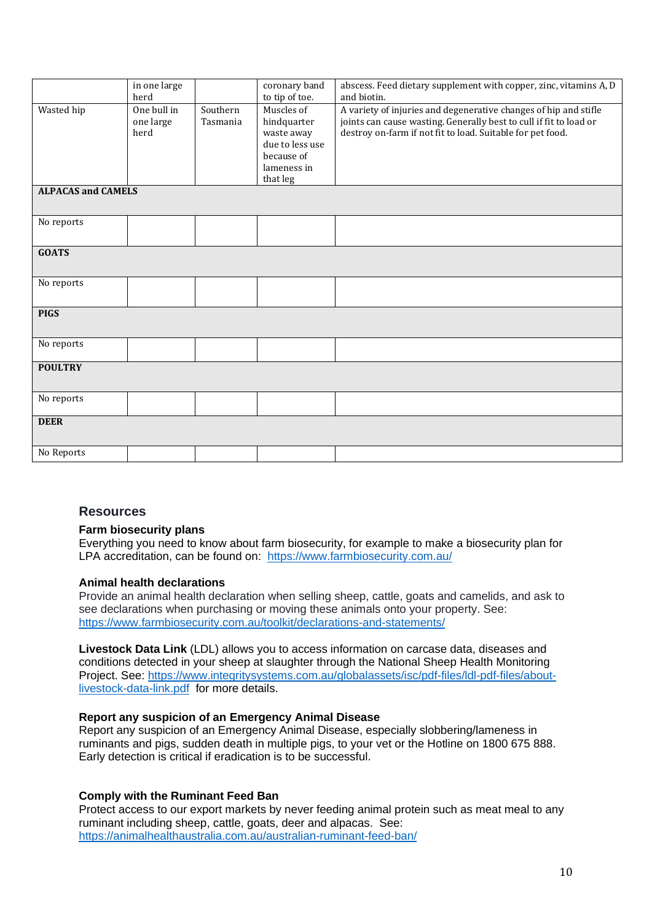|  |  |  |  |  |
|---|---|---|---|---|
|  | in one large herd |  | coronary band to tip of toe. | abscess. Feed dietary supplement with copper, zinc, vitamins A, D and biotin. |
| Wasted hip | One bull in one large herd | Southern Tasmania | Muscles of hindquarter waste away due to less use because of lameness in that leg | A variety of injuries and degenerative changes of hip and stifle joints can cause wasting. Generally best to cull if fit to load or destroy on-farm if not fit to load. Suitable for pet food. |
| **ALPACAS and CAMELS** |  |  |  |  |
| No reports |  |  |  |  |
| **GOATS** |  |  |  |  |
| No reports |  |  |  |  |
| **PIGS** |  |  |  |  |
| No reports |  |  |  |  |
| **POULTRY** |  |  |  |  |
| No reports |  |  |  |  |
| **DEER** |  |  |  |  |
| No Reports |  |  |  |  |

## Resources

### Farm biosecurity plans

Everything you need to know about farm biosecurity, for example to make a biosecurity plan for LPA accreditation, can be found on: https://www.farmbiosecurity.com.au/

### Animal health declarations

Provide an animal health declaration when selling sheep, cattle, goats and camelids, and ask to see declarations when purchasing or moving these animals onto your property. See: https://www.farmbiosecurity.com.au/toolkit/declarations-and-statements/

**Livestock Data Link** (LDL) allows you to access information on carcase data, diseases and conditions detected in your sheep at slaughter through the National Sheep Health Monitoring Project. See: https://www.integritysystems.com.au/globalassets/isc/pdf-files/ldl-pdf-files/about-livestock-data-link.pdf for more details.

### Report any suspicion of an Emergency Animal Disease

Report any suspicion of an Emergency Animal Disease, especially slobbering/lameness in ruminants and pigs, sudden death in multiple pigs, to your vet or the Hotline on 1800 675 888. Early detection is critical if eradication is to be successful.

### Comply with the Ruminant Feed Ban

Protect access to our export markets by never feeding animal protein such as meat meal to any ruminant including sheep, cattle, goats, deer and alpacas. See: https://animalhealthaustralia.com.au/australian-ruminant-feed-ban/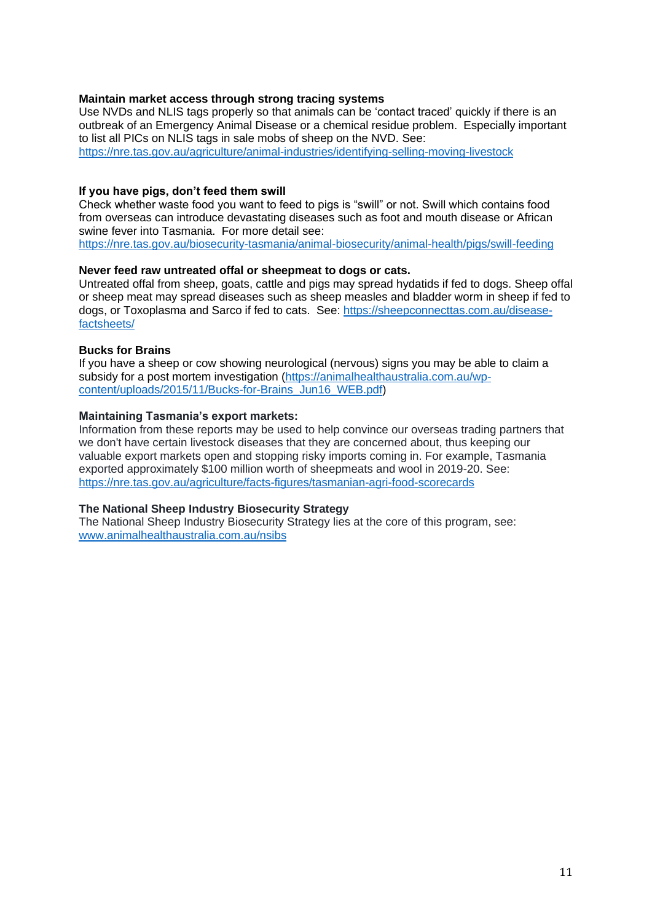**Maintain market access through strong tracing systems**

Use NVDs and NLIS tags properly so that animals can be 'contact traced' quickly if there is an outbreak of an Emergency Animal Disease or a chemical residue problem. Especially important to list all PICs on NLIS tags in sale mobs of sheep on the NVD. See: https://nre.tas.gov.au/agriculture/animal-industries/identifying-selling-moving-livestock

**If you have pigs, don't feed them swill**

Check whether waste food you want to feed to pigs is "swill" or not. Swill which contains food from overseas can introduce devastating diseases such as foot and mouth disease or African swine fever into Tasmania. For more detail see: https://nre.tas.gov.au/biosecurity-tasmania/animal-biosecurity/animal-health/pigs/swill-feeding

**Never feed raw untreated offal or sheepmeat to dogs or cats.**

Untreated offal from sheep, goats, cattle and pigs may spread hydatids if fed to dogs. Sheep offal or sheep meat may spread diseases such as sheep measles and bladder worm in sheep if fed to dogs, or Toxoplasma and Sarco if fed to cats. See: https://sheepconnecttas.com.au/disease-factsheets/

**Bucks for Brains**

If you have a sheep or cow showing neurological (nervous) signs you may be able to claim a subsidy for a post mortem investigation (https://animalhealthaustralia.com.au/wp-content/uploads/2015/11/Bucks-for-Brains_Jun16_WEB.pdf)

**Maintaining Tasmania's export markets:**

Information from these reports may be used to help convince our overseas trading partners that we don't have certain livestock diseases that they are concerned about, thus keeping our valuable export markets open and stopping risky imports coming in. For example, Tasmania exported approximately $100 million worth of sheepmeats and wool in 2019-20. See: https://nre.tas.gov.au/agriculture/facts-figures/tasmanian-agri-food-scorecards

**The National Sheep Industry Biosecurity Strategy**

The National Sheep Industry Biosecurity Strategy lies at the core of this program, see: www.animalhealthaustralia.com.au/nsibs